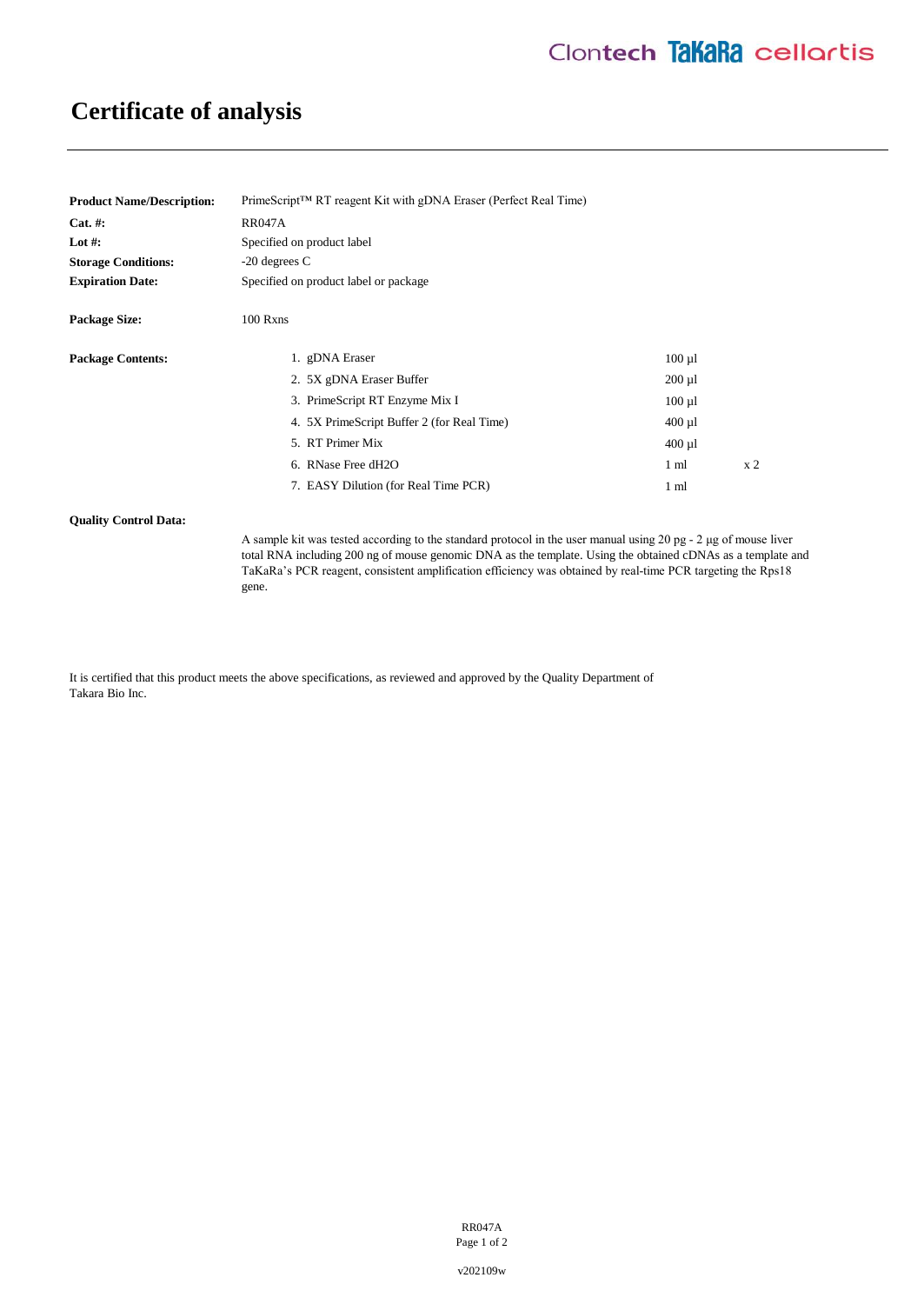# Certificate of analysis

**Product Name/Description:** PrimeScript™ RT reagent Kit with gDNA Eraser (Perfect Real Time)

**Cat. #:** RR047A

**Lot #:** Specified on product label

**Storage Conditions:** -20 degrees C

**Expiration Date:** Specified on product label or package

**Package Size:** 100 Rxns

**Package Contents:**

| | | |
|---|---|---|
| 1. gDNA Eraser | 100 µl | |
| 2. 5X gDNA Eraser Buffer | 200 µl | |
| 3. PrimeScript RT Enzyme Mix I | 100 µl | |
| 4. 5X PrimeScript Buffer 2 (for Real Time) | 400 µl | |
| 5. RT Primer Mix | 400 µl | |
| 6. RNase Free dH2O | 1 ml | x 2 |
| 7. EASY Dilution (for Real Time PCR) | 1 ml | |

**Quality Control Data:**

A sample kit was tested according to the standard protocol in the user manual using 20 pg - 2 µg of mouse liver total RNA including 200 ng of mouse genomic DNA as the template. Using the obtained cDNAs as a template and TaKaRa's PCR reagent, consistent amplification efficiency was obtained by real-time PCR targeting the Rps18 gene.

It is certified that this product meets the above specifications, as reviewed and approved by the Quality Department of Takara Bio Inc.

v202109w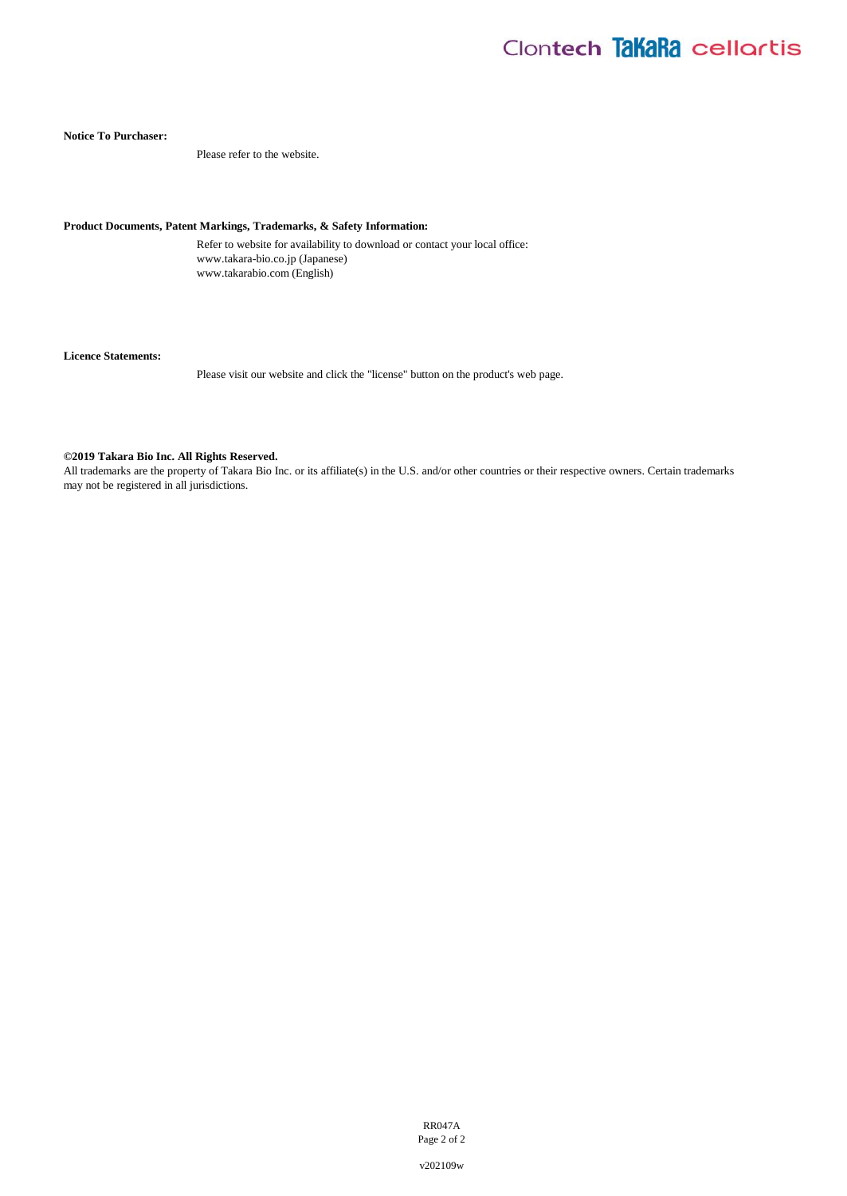**Notice To Purchaser:**

Please refer to the website.

**Product Documents, Patent Markings, Trademarks, & Safety Information:**

Refer to website for availability to download or contact your local office:
www.takara-bio.co.jp (Japanese)
www.takarabio.com (English)

**Licence Statements:**

Please visit our website and click the "license" button on the product's web page.

**©2019 Takara Bio Inc. All Rights Reserved.**
All trademarks are the property of Takara Bio Inc. or its affiliate(s) in the U.S. and/or other countries or their respective owners. Certain trademarks may not be registered in all jurisdictions.

RR047A

v202109w